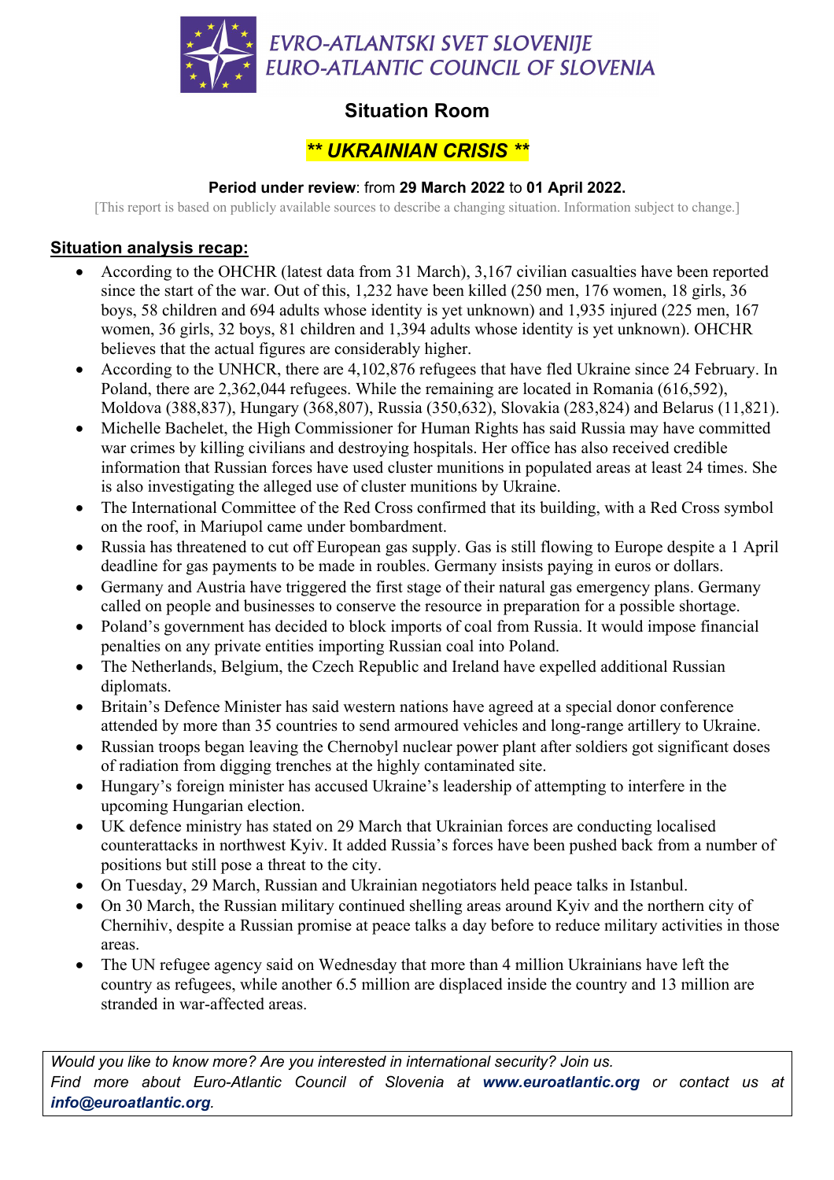EVRO-ATLANTSKI SVET SLOVENIJE
EURO-ATLANTIC COUNCIL OF SLOVENIA

# Situation Room

## *** UKRAINIAN CRISIS ***

**Period under review**: from **29 March 2022** to **01 April 2022.**

[This report is based on publicly available sources to describe a changing situation. Information subject to change.]

### Situation analysis recap:

- According to the OHCHR (latest data from 31 March), 3,167 civilian casualties have been reported since the start of the war. Out of this, 1,232 have been killed (250 men, 176 women, 18 girls, 36 boys, 58 children and 694 adults whose identity is yet unknown) and 1,935 injured (225 men, 167 women, 36 girls, 32 boys, 81 children and 1,394 adults whose identity is yet unknown). OHCHR believes that the actual figures are considerably higher.
- According to the UNHCR, there are 4,102,876 refugees that have fled Ukraine since 24 February. In Poland, there are 2,362,044 refugees. While the remaining are located in Romania (616,592), Moldova (388,837), Hungary (368,807), Russia (350,632), Slovakia (283,824) and Belarus (11,821).
- Michelle Bachelet, the High Commissioner for Human Rights has said Russia may have committed war crimes by killing civilians and destroying hospitals. Her office has also received credible information that Russian forces have used cluster munitions in populated areas at least 24 times. She is also investigating the alleged use of cluster munitions by Ukraine.
- The International Committee of the Red Cross confirmed that its building, with a Red Cross symbol on the roof, in Mariupol came under bombardment.
- Russia has threatened to cut off European gas supply. Gas is still flowing to Europe despite a 1 April deadline for gas payments to be made in roubles. Germany insists paying in euros or dollars.
- Germany and Austria have triggered the first stage of their natural gas emergency plans. Germany called on people and businesses to conserve the resource in preparation for a possible shortage.
- Poland's government has decided to block imports of coal from Russia. It would impose financial penalties on any private entities importing Russian coal into Poland.
- The Netherlands, Belgium, the Czech Republic and Ireland have expelled additional Russian diplomats.
- Britain's Defence Minister has said western nations have agreed at a special donor conference attended by more than 35 countries to send armoured vehicles and long-range artillery to Ukraine.
- Russian troops began leaving the Chernobyl nuclear power plant after soldiers got significant doses of radiation from digging trenches at the highly contaminated site.
- Hungary's foreign minister has accused Ukraine's leadership of attempting to interfere in the upcoming Hungarian election.
- UK defence ministry has stated on 29 March that Ukrainian forces are conducting localised counterattacks in northwest Kyiv. It added Russia's forces have been pushed back from a number of positions but still pose a threat to the city.
- On Tuesday, 29 March, Russian and Ukrainian negotiators held peace talks in Istanbul.
- On 30 March, the Russian military continued shelling areas around Kyiv and the northern city of Chernihiv, despite a Russian promise at peace talks a day before to reduce military activities in those areas.
- The UN refugee agency said on Wednesday that more than 4 million Ukrainians have left the country as refugees, while another 6.5 million are displaced inside the country and 13 million are stranded in war-affected areas.

*Would you like to know more? Are you interested in international security? Join us.*
*Find more about Euro-Atlantic Council of Slovenia at **www.euroatlantic.org** or contact us at **info@euroatlantic.org**.*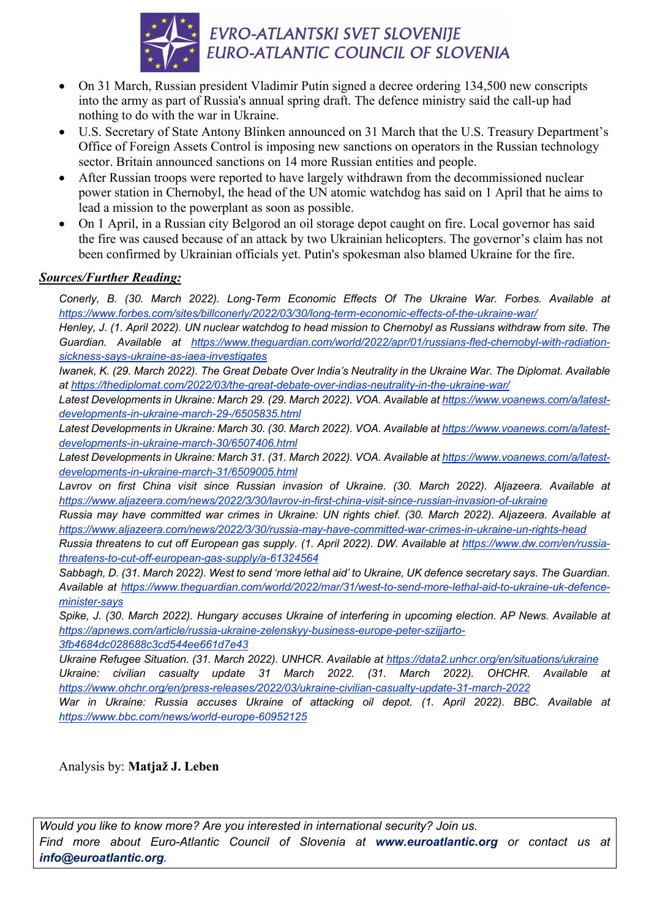- On 31 March, Russian president Vladimir Putin signed a decree ordering 134,500 new conscripts into the army as part of Russia's annual spring draft. The defence ministry said the call-up had nothing to do with the war in Ukraine.
- U.S. Secretary of State Antony Blinken announced on 31 March that the U.S. Treasury Department's Office of Foreign Assets Control is imposing new sanctions on operators in the Russian technology sector. Britain announced sanctions on 14 more Russian entities and people.
- After Russian troops were reported to have largely withdrawn from the decommissioned nuclear power station in Chernobyl, the head of the UN atomic watchdog has said on 1 April that he aims to lead a mission to the powerplant as soon as possible.
- On 1 April, in a Russian city Belgorod an oil storage depot caught on fire. Local governor has said the fire was caused because of an attack by two Ukrainian helicopters. The governor's claim has not been confirmed by Ukrainian officials yet. Putin's spokesman also blamed Ukraine for the fire.

***Sources/Further Reading:***

*Conerly, B. (30. March 2022). Long-Term Economic Effects Of The Ukraine War. Forbes. Available at https://www.forbes.com/sites/billconerly/2022/03/30/long-term-economic-effects-of-the-ukraine-war/*

*Henley, J. (1. April 2022). UN nuclear watchdog to head mission to Chernobyl as Russians withdraw from site. The Guardian. Available at https://www.theguardian.com/world/2022/apr/01/russians-fled-chernobyl-with-radiation-sickness-says-ukraine-as-iaea-investigates*

*Iwanek, K. (29. March 2022). The Great Debate Over India's Neutrality in the Ukraine War. The Diplomat. Available at https://thediplomat.com/2022/03/the-great-debate-over-indias-neutrality-in-the-ukraine-war/*

*Latest Developments in Ukraine: March 29. (29. March 2022). VOA. Available at https://www.voanews.com/a/latest-developments-in-ukraine-march-29-/6505835.html*

*Latest Developments in Ukraine: March 30. (30. March 2022). VOA. Available at https://www.voanews.com/a/latest-developments-in-ukraine-march-30/6507406.html*

*Latest Developments in Ukraine: March 31. (31. March 2022). VOA. Available at https://www.voanews.com/a/latest-developments-in-ukraine-march-31/6509005.html*

*Lavrov on first China visit since Russian invasion of Ukraine. (30. March 2022). Aljazeera. Available at https://www.aljazeera.com/news/2022/3/30/lavrov-in-first-china-visit-since-russian-invasion-of-ukraine*

*Russia may have committed war crimes in Ukraine: UN rights chief. (30. March 2022). Aljazeera. Available at https://www.aljazeera.com/news/2022/3/30/russia-may-have-committed-war-crimes-in-ukraine-un-rights-head*

*Russia threatens to cut off European gas supply. (1. April 2022). DW. Available at https://www.dw.com/en/russia-threatens-to-cut-off-european-gas-supply/a-61324564*

*Sabbagh, D. (31. March 2022). West to send 'more lethal aid' to Ukraine, UK defence secretary says. The Guardian. Available at https://www.theguardian.com/world/2022/mar/31/west-to-send-more-lethal-aid-to-ukraine-uk-defence-minister-says*

*Spike, J. (30. March 2022). Hungary accuses Ukraine of interfering in upcoming election. AP News. Available at https://apnews.com/article/russia-ukraine-zelenskyy-business-europe-peter-szijjarto-3fb4684dc028688c3cd544ee661d7e43*

*Ukraine Refugee Situation. (31. March 2022). UNHCR. Available at https://data2.unhcr.org/en/situations/ukraine*

*Ukraine: civilian casualty update 31 March 2022. (31. March 2022). OHCHR. Available at https://www.ohchr.org/en/press-releases/2022/03/ukraine-civilian-casualty-update-31-march-2022*

*War in Ukraine: Russia accuses Ukraine of attacking oil depot. (1. April 2022). BBC. Available at https://www.bbc.com/news/world-europe-60952125*

Analysis by: **Matjaž J. Leben**

*Would you like to know more? Are you interested in international security? Join us.*
*Find more about Euro-Atlantic Council of Slovenia at* ***www.euroatlantic.org*** *or contact us at* ***info@euroatlantic.org****.*